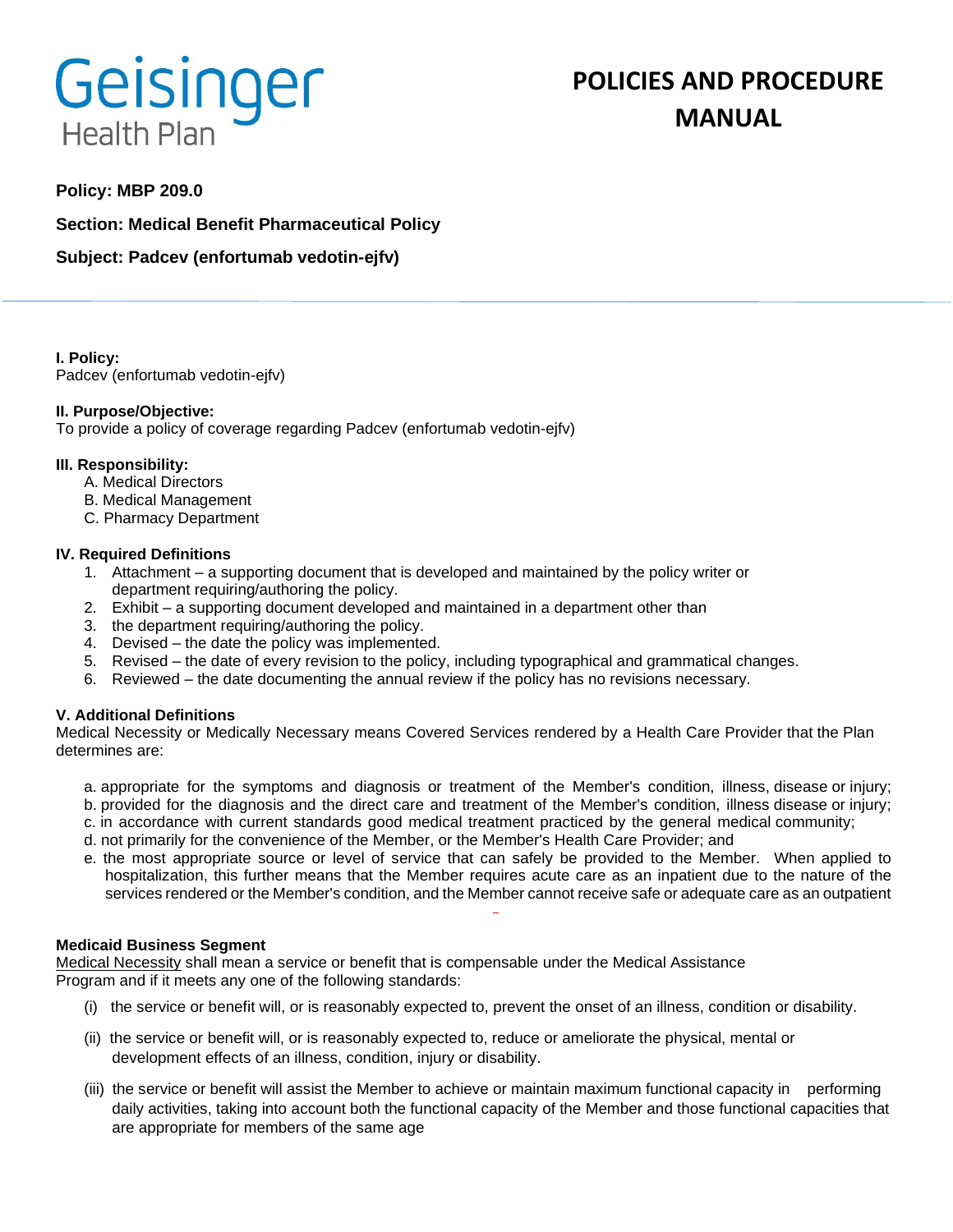Geisinger Health Plan

# POLICIES AND PROCEDURE MANUAL

**Policy: MBP 209.0**

**Section: Medical Benefit Pharmaceutical Policy**

**Subject: Padcev (enfortumab vedotin-ejfv)**

**I. Policy:**
Padcev (enfortumab vedotin-ejfv)

**II. Purpose/Objective:**
To provide a policy of coverage regarding Padcev (enfortumab vedotin-ejfv)

**III. Responsibility:**

A. Medical Directors
B. Medical Management
C. Pharmacy Department

**IV. Required Definitions**

1. Attachment – a supporting document that is developed and maintained by the policy writer or department requiring/authoring the policy.
2. Exhibit – a supporting document developed and maintained in a department other than
3. the department requiring/authoring the policy.
4. Devised – the date the policy was implemented.
5. Revised – the date of every revision to the policy, including typographical and grammatical changes.
6. Reviewed – the date documenting the annual review if the policy has no revisions necessary.

**V. Additional Definitions**
Medical Necessity or Medically Necessary means Covered Services rendered by a Health Care Provider that the Plan determines are:

a. appropriate for the symptoms and diagnosis or treatment of the Member's condition, illness, disease or injury;
b. provided for the diagnosis and the direct care and treatment of the Member's condition, illness disease or injury;
c. in accordance with current standards good medical treatment practiced by the general medical community;
d. not primarily for the convenience of the Member, or the Member's Health Care Provider; and
e. the most appropriate source or level of service that can safely be provided to the Member. When applied to hospitalization, this further means that the Member requires acute care as an inpatient due to the nature of the services rendered or the Member's condition, and the Member cannot receive safe or adequate care as an outpatient

**Medicaid Business Segment**
Medical Necessity shall mean a service or benefit that is compensable under the Medical Assistance Program and if it meets any one of the following standards:

(i) the service or benefit will, or is reasonably expected to, prevent the onset of an illness, condition or disability.

(ii) the service or benefit will, or is reasonably expected to, reduce or ameliorate the physical, mental or development effects of an illness, condition, injury or disability.

(iii) the service or benefit will assist the Member to achieve or maintain maximum functional capacity in performing daily activities, taking into account both the functional capacity of the Member and those functional capacities that are appropriate for members of the same age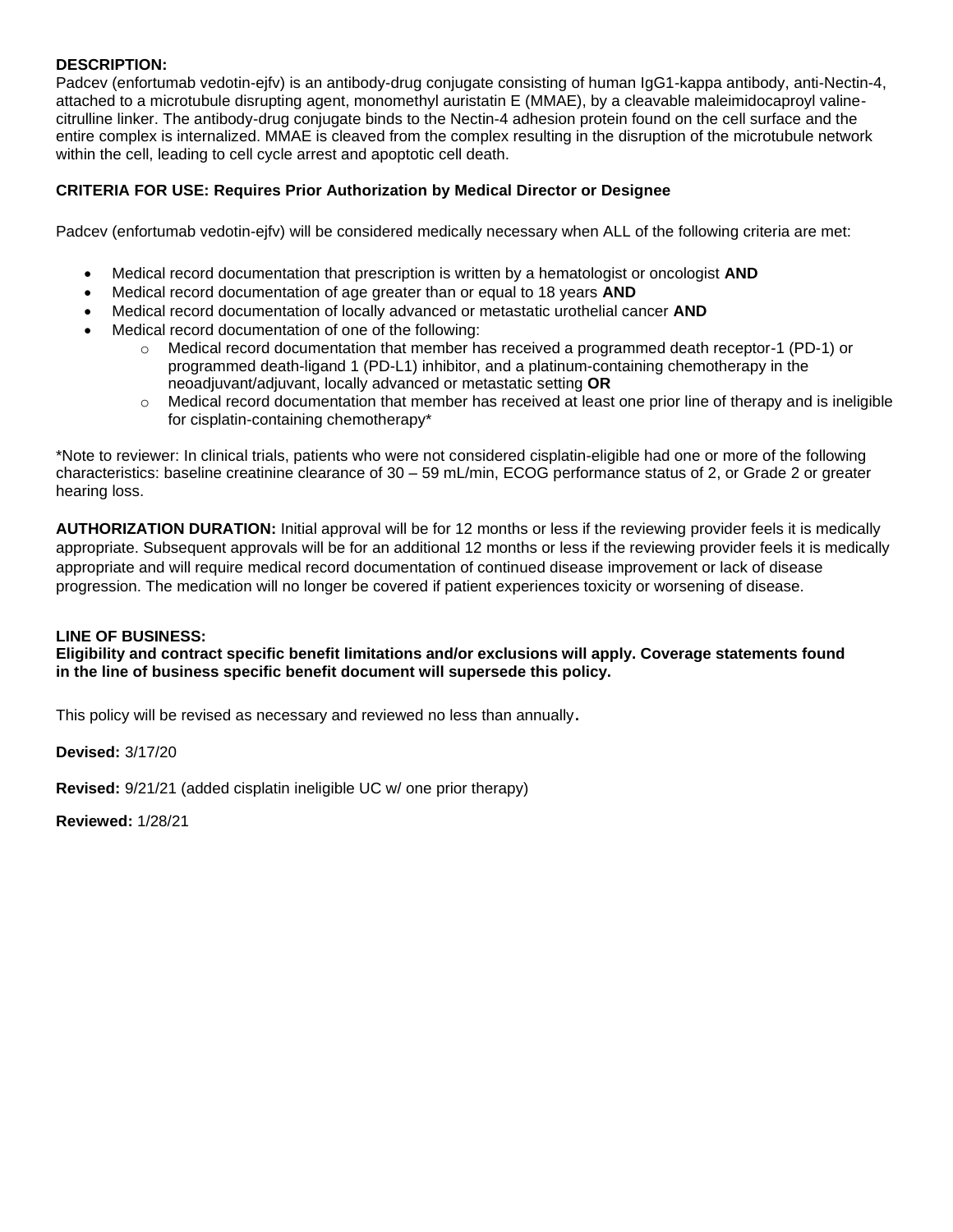**DESCRIPTION:**
Padcev (enfortumab vedotin-ejfv) is an antibody-drug conjugate consisting of human IgG1-kappa antibody, anti-Nectin-4, attached to a microtubule disrupting agent, monomethyl auristatin E (MMAE), by a cleavable maleimidocaproyl valine-citrulline linker. The antibody-drug conjugate binds to the Nectin-4 adhesion protein found on the cell surface and the entire complex is internalized. MMAE is cleaved from the complex resulting in the disruption of the microtubule network within the cell, leading to cell cycle arrest and apoptotic cell death.

**CRITERIA FOR USE: Requires Prior Authorization by Medical Director or Designee**

Padcev (enfortumab vedotin-ejfv) will be considered medically necessary when ALL of the following criteria are met:

- Medical record documentation that prescription is written by a hematologist or oncologist **AND**
- Medical record documentation of age greater than or equal to 18 years **AND**
- Medical record documentation of locally advanced or metastatic urothelial cancer **AND**
- Medical record documentation of one of the following:
  - Medical record documentation that member has received a programmed death receptor-1 (PD-1) or programmed death-ligand 1 (PD-L1) inhibitor, and a platinum-containing chemotherapy in the neoadjuvant/adjuvant, locally advanced or metastatic setting **OR**
  - Medical record documentation that member has received at least one prior line of therapy and is ineligible for cisplatin-containing chemotherapy*

*Note to reviewer: In clinical trials, patients who were not considered cisplatin-eligible had one or more of the following characteristics: baseline creatinine clearance of 30 – 59 mL/min, ECOG performance status of 2, or Grade 2 or greater hearing loss.

**AUTHORIZATION DURATION:** Initial approval will be for 12 months or less if the reviewing provider feels it is medically appropriate. Subsequent approvals will be for an additional 12 months or less if the reviewing provider feels it is medically appropriate and will require medical record documentation of continued disease improvement or lack of disease progression. The medication will no longer be covered if patient experiences toxicity or worsening of disease.

**LINE OF BUSINESS:**
**Eligibility and contract specific benefit limitations and/or exclusions will apply. Coverage statements found in the line of business specific benefit document will supersede this policy.**

This policy will be revised as necessary and reviewed no less than annually.

**Devised:** 3/17/20

**Revised:** 9/21/21 (added cisplatin ineligible UC w/ one prior therapy)

**Reviewed:** 1/28/21